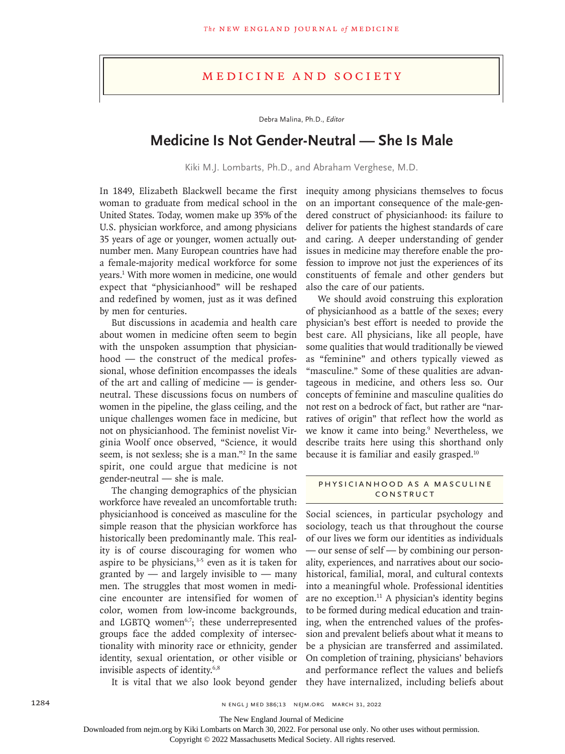## Medicine and Society

Debra Malina, Ph.D., *Editor*

# Medicine Is Not Gender-Neutral — She Is Male

Kiki M.J. Lombarts, Ph.D., and Abraham Verghese, M.D.

In 1849, Elizabeth Blackwell became the first woman to graduate from medical school in the United States. Today, women make up 35% of the U.S. physician workforce, and among physicians 35 years of age or younger, women actually outnumber men. Many European countries have had a female-majority medical workforce for some years.[1] With more women in medicine, one would expect that "physicianhood" will be reshaped and redefined by women, just as it was defined by men for centuries.

But discussions in academia and health care about women in medicine often seem to begin with the unspoken assumption that physicianhood — the construct of the medical professional, whose definition encompasses the ideals of the art and calling of medicine — is gender-neutral. These discussions focus on numbers of women in the pipeline, the glass ceiling, and the unique challenges women face in medicine, but not on physicianhood. The feminist novelist Virginia Woolf once observed, "Science, it would seem, is not sexless; she is a man."[2] In the same spirit, one could argue that medicine is not gender-neutral — she is male.

The changing demographics of the physician workforce have revealed an uncomfortable truth: physicianhood is conceived as masculine for the simple reason that the physician workforce has historically been predominantly male. This reality is of course discouraging for women who aspire to be physicians,[3-5] even as it is taken for granted by — and largely invisible to — many men. The struggles that most women in medicine encounter are intensified for women of color, women from low-income backgrounds, and LGBTQ women[6,7]; these underrepresented groups face the added complexity of intersectionality with minority race or ethnicity, gender identity, sexual orientation, or other visible or invisible aspects of identity.[6,8]

It is vital that we also look beyond gender inequity among physicians themselves to focus on an important consequence of the male-gendered construct of physicianhood: its failure to deliver for patients the highest standards of care and caring. A deeper understanding of gender issues in medicine may therefore enable the profession to improve not just the experiences of its constituents of female and other genders but also the care of our patients.

We should avoid construing this exploration of physicianhood as a battle of the sexes; every physician's best effort is needed to provide the best care. All physicians, like all people, have some qualities that would traditionally be viewed as "feminine" and others typically viewed as "masculine." Some of these qualities are advantageous in medicine, and others less so. Our concepts of feminine and masculine qualities do not rest on a bedrock of fact, but rather are "narratives of origin" that reflect how the world as we know it came into being.[9] Nevertheless, we describe traits here using this shorthand only because it is familiar and easily grasped.[10]

## Physicianhood as a Masculine Construct

Social sciences, in particular psychology and sociology, teach us that throughout the course of our lives we form our identities as individuals — our sense of self — by combining our personality, experiences, and narratives about our sociohistorical, familial, moral, and cultural contexts into a meaningful whole. Professional identities are no exception.[11] A physician's identity begins to be formed during medical education and training, when the entrenched values of the profession and prevalent beliefs about what it means to be a physician are transferred and assimilated. On completion of training, physicians' behaviors and performance reflect the values and beliefs they have internalized, including beliefs about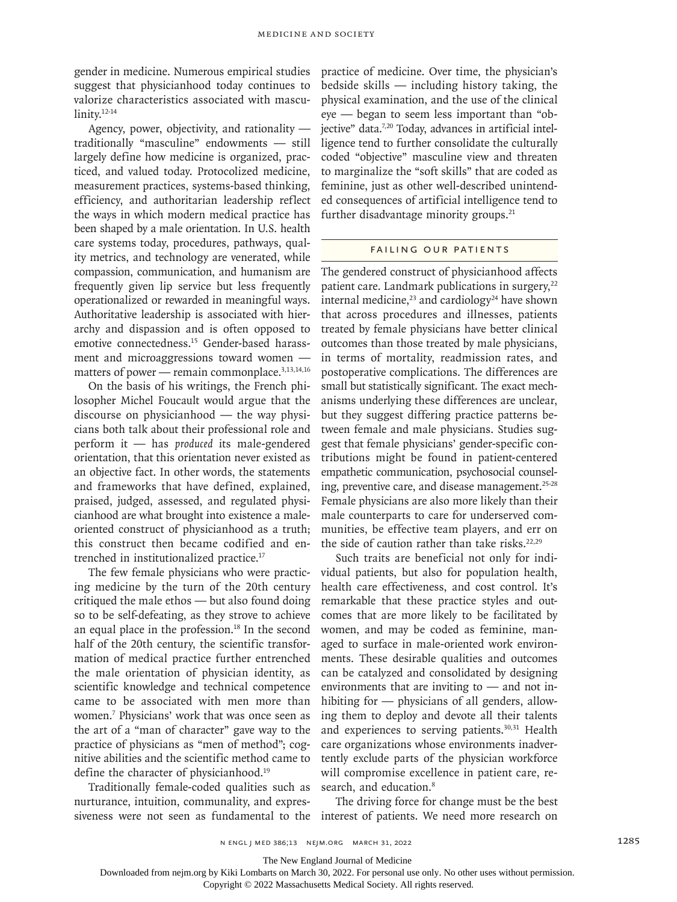gender in medicine. Numerous empirical studies suggest that physicianhood today continues to valorize characteristics associated with masculinity.[12-14]

Agency, power, objectivity, and rationality — traditionally "masculine" endowments — still largely define how medicine is organized, practiced, and valued today. Protocolized medicine, measurement practices, systems-based thinking, efficiency, and authoritarian leadership reflect the ways in which modern medical practice has been shaped by a male orientation. In U.S. health care systems today, procedures, pathways, quality metrics, and technology are venerated, while compassion, communication, and humanism are frequently given lip service but less frequently operationalized or rewarded in meaningful ways. Authoritative leadership is associated with hierarchy and dispassion and is often opposed to emotive connectedness.[15] Gender-based harassment and microaggressions toward women — matters of power — remain commonplace.[3,13,14,16]

On the basis of his writings, the French philosopher Michel Foucault would argue that the discourse on physicianhood — the way physicians both talk about their professional role and perform it — has *produced* its male-gendered orientation, that this orientation never existed as an objective fact. In other words, the statements and frameworks that have defined, explained, praised, judged, assessed, and regulated physicianhood are what brought into existence a male-oriented construct of physicianhood as a truth; this construct then became codified and entrenched in institutionalized practice.[17]

The few female physicians who were practicing medicine by the turn of the 20th century critiqued the male ethos — but also found doing so to be self-defeating, as they strove to achieve an equal place in the profession.[18] In the second half of the 20th century, the scientific transformation of medical practice further entrenched the male orientation of physician identity, as scientific knowledge and technical competence came to be associated with men more than women.[7] Physicians' work that was once seen as the art of a "man of character" gave way to the practice of physicians as "men of method"; cognitive abilities and the scientific method came to define the character of physicianhood.[19]

Traditionally female-coded qualities such as nurturance, intuition, communality, and expressiveness were not seen as fundamental to the practice of medicine. Over time, the physician's bedside skills — including history taking, the physical examination, and the use of the clinical eye — began to seem less important than "objective" data.[7,20] Today, advances in artificial intelligence tend to further consolidate the culturally coded "objective" masculine view and threaten to marginalize the "soft skills" that are coded as feminine, just as other well-described unintended consequences of artificial intelligence tend to further disadvantage minority groups.[21]

## FAILING OUR PATIENTS

The gendered construct of physicianhood affects patient care. Landmark publications in surgery,[22] internal medicine,[23] and cardiology[24] have shown that across procedures and illnesses, patients treated by female physicians have better clinical outcomes than those treated by male physicians, in terms of mortality, readmission rates, and postoperative complications. The differences are small but statistically significant. The exact mechanisms underlying these differences are unclear, but they suggest differing practice patterns between female and male physicians. Studies suggest that female physicians' gender-specific contributions might be found in patient-centered empathetic communication, psychosocial counseling, preventive care, and disease management.[25-28] Female physicians are also more likely than their male counterparts to care for underserved communities, be effective team players, and err on the side of caution rather than take risks.[22,29]

Such traits are beneficial not only for individual patients, but also for population health, health care effectiveness, and cost control. It's remarkable that these practice styles and outcomes that are more likely to be facilitated by women, and may be coded as feminine, managed to surface in male-oriented work environments. These desirable qualities and outcomes can be catalyzed and consolidated by designing environments that are inviting to — and not inhibiting for — physicians of all genders, allowing them to deploy and devote all their talents and experiences to serving patients.[30,31] Health care organizations whose environments inadvertently exclude parts of the physician workforce will compromise excellence in patient care, research, and education.[8]

The driving force for change must be the best interest of patients. We need more research on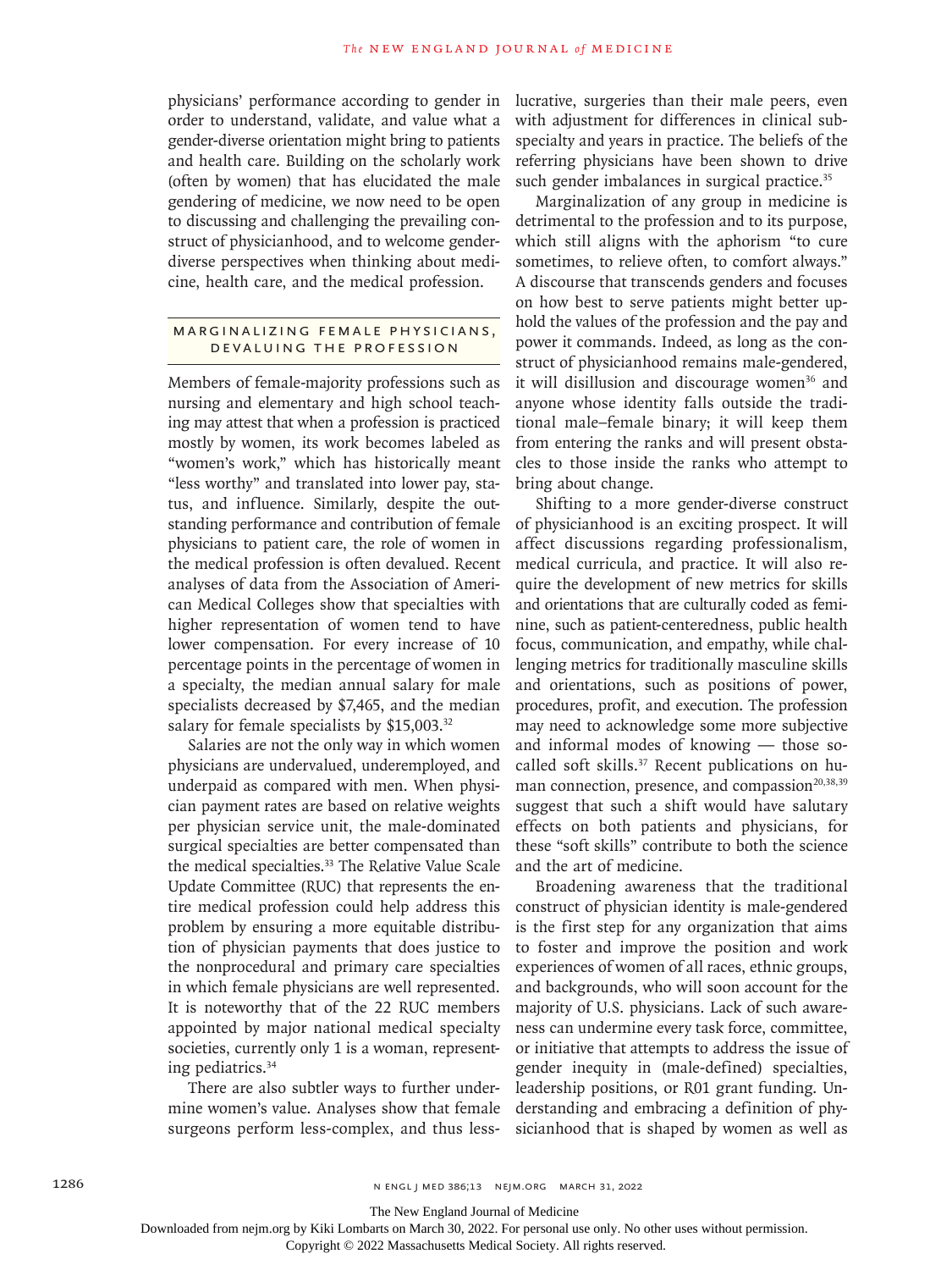physicians' performance according to gender in order to understand, validate, and value what a gender-diverse orientation might bring to patients and health care. Building on the scholarly work (often by women) that has elucidated the male gendering of medicine, we now need to be open to discussing and challenging the prevailing construct of physicianhood, and to welcome gender-diverse perspectives when thinking about medicine, health care, and the medical profession.

## MARGINALIZING FEMALE PHYSICIANS, DEVALUING THE PROFESSION

Members of female-majority professions such as nursing and elementary and high school teaching may attest that when a profession is practiced mostly by women, its work becomes labeled as "women's work," which has historically meant "less worthy" and translated into lower pay, status, and influence. Similarly, despite the outstanding performance and contribution of female physicians to patient care, the role of women in the medical profession is often devalued. Recent analyses of data from the Association of American Medical Colleges show that specialties with higher representation of women tend to have lower compensation. For every increase of 10 percentage points in the percentage of women in a specialty, the median annual salary for male specialists decreased by $7,465, and the median salary for female specialists by $15,003.[32]

Salaries are not the only way in which women physicians are undervalued, underemployed, and underpaid as compared with men. When physician payment rates are based on relative weights per physician service unit, the male-dominated surgical specialties are better compensated than the medical specialties.[33] The Relative Value Scale Update Committee (RUC) that represents the entire medical profession could help address this problem by ensuring a more equitable distribution of physician payments that does justice to the nonprocedural and primary care specialties in which female physicians are well represented. It is noteworthy that of the 22 RUC members appointed by major national medical specialty societies, currently only 1 is a woman, representing pediatrics.[34]

There are also subtler ways to further undermine women's value. Analyses show that female surgeons perform less-complex, and thus less-lucrative, surgeries than their male peers, even with adjustment for differences in clinical subspecialty and years in practice. The beliefs of the referring physicians have been shown to drive such gender imbalances in surgical practice.[35]

Marginalization of any group in medicine is detrimental to the profession and to its purpose, which still aligns with the aphorism "to cure sometimes, to relieve often, to comfort always." A discourse that transcends genders and focuses on how best to serve patients might better uphold the values of the profession and the pay and power it commands. Indeed, as long as the construct of physicianhood remains male-gendered, it will disillusion and discourage women[36] and anyone whose identity falls outside the traditional male–female binary; it will keep them from entering the ranks and will present obstacles to those inside the ranks who attempt to bring about change.

Shifting to a more gender-diverse construct of physicianhood is an exciting prospect. It will affect discussions regarding professionalism, medical curricula, and practice. It will also require the development of new metrics for skills and orientations that are culturally coded as feminine, such as patient-centeredness, public health focus, communication, and empathy, while challenging metrics for traditionally masculine skills and orientations, such as positions of power, procedures, profit, and execution. The profession may need to acknowledge some more subjective and informal modes of knowing — those so-called soft skills.[37] Recent publications on human connection, presence, and compassion[20,38,39] suggest that such a shift would have salutary effects on both patients and physicians, for these "soft skills" contribute to both the science and the art of medicine.

Broadening awareness that the traditional construct of physician identity is male-gendered is the first step for any organization that aims to foster and improve the position and work experiences of women of all races, ethnic groups, and backgrounds, who will soon account for the majority of U.S. physicians. Lack of such awareness can undermine every task force, committee, or initiative that attempts to address the issue of gender inequity in (male-defined) specialties, leadership positions, or R01 grant funding. Understanding and embracing a definition of physicianhood that is shaped by women as well as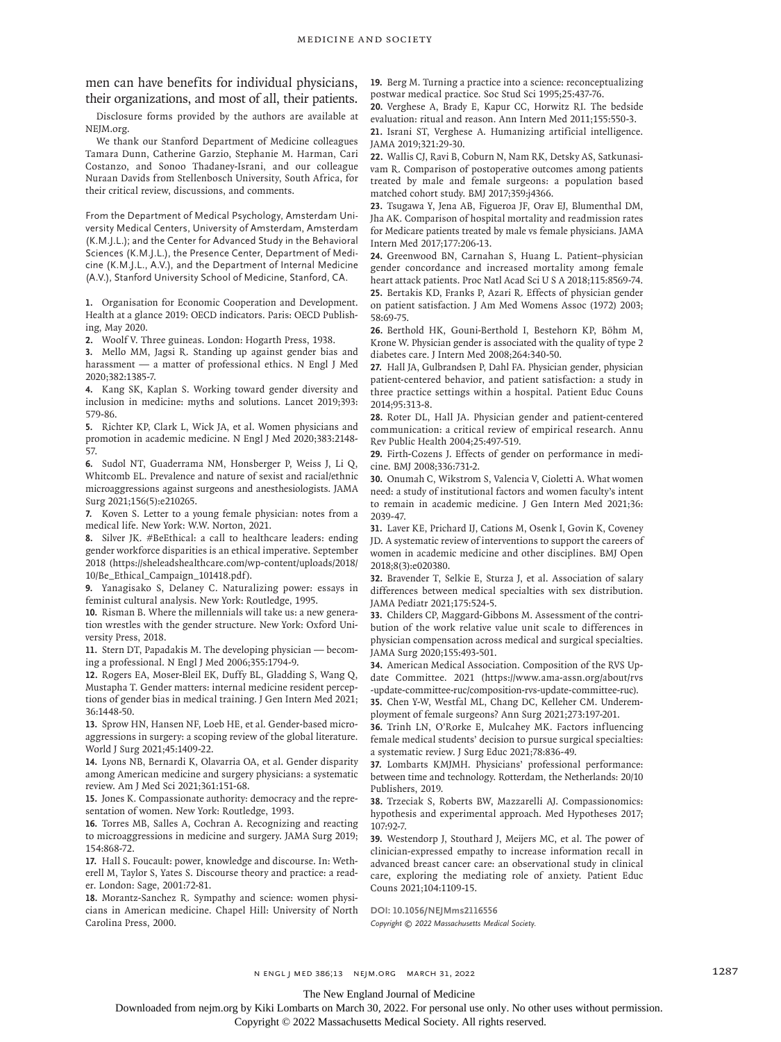men can have benefits for individual physicians, their organizations, and most of all, their patients.

Disclosure forms provided by the authors are available at NEJM.org.

We thank our Stanford Department of Medicine colleagues Tamara Dunn, Catherine Garzio, Stephanie M. Harman, Cari Costanzo, and Sonoo Thadaney-Israni, and our colleague Nuraan Davids from Stellenbosch University, South Africa, for their critical review, discussions, and comments.

From the Department of Medical Psychology, Amsterdam University Medical Centers, University of Amsterdam, Amsterdam (K.M.J.L.); and the Center for Advanced Study in the Behavioral Sciences (K.M.J.L.), the Presence Center, Department of Medicine (K.M.J.L., A.V.), and the Department of Internal Medicine (A.V.), Stanford University School of Medicine, Stanford, CA.

1. Organisation for Economic Cooperation and Development. Health at a glance 2019: OECD indicators. Paris: OECD Publishing, May 2020.
2. Woolf V. Three guineas. London: Hogarth Press, 1938.
3. Mello MM, Jagsi R. Standing up against gender bias and harassment — a matter of professional ethics. N Engl J Med 2020;382:1385-7.
4. Kang SK, Kaplan S. Working toward gender diversity and inclusion in medicine: myths and solutions. Lancet 2019;393:579-86.
5. Richter KP, Clark L, Wick JA, et al. Women physicians and promotion in academic medicine. N Engl J Med 2020;383:2148-57.
6. Sudol NT, Guaderrama NM, Honsberger P, Weiss J, Li Q, Whitcomb EL. Prevalence and nature of sexist and racial/ethnic microaggressions against surgeons and anesthesiologists. JAMA Surg 2021;156(5):e210265.
7. Koven S. Letter to a young female physician: notes from a medical life. New York: W.W. Norton, 2021.
8. Silver JK. #BeEthical: a call to healthcare leaders: ending gender workforce disparities is an ethical imperative. September 2018 (https://sheleadshealthcare.com/wp-content/uploads/2018/10/Be_Ethical_Campaign_101418.pdf).
9. Yanagisako S, Delaney C. Naturalizing power: essays in feminist cultural analysis. New York: Routledge, 1995.
10. Risman B. Where the millennials will take us: a new generation wrestles with the gender structure. New York: Oxford University Press, 2018.
11. Stern DT, Papadakis M. The developing physician — becoming a professional. N Engl J Med 2006;355:1794-9.
12. Rogers EA, Moser-Bleil EK, Duffy BL, Gladding S, Wang Q, Mustapha T. Gender matters: internal medicine resident perceptions of gender bias in medical training. J Gen Intern Med 2021;36:1448-50.
13. Sprow HN, Hansen NF, Loeb HE, et al. Gender-based microaggressions in surgery: a scoping review of the global literature. World J Surg 2021;45:1409-22.
14. Lyons NB, Bernardi K, Olavarria OA, et al. Gender disparity among American medicine and surgery physicians: a systematic review. Am J Med Sci 2021;361:151-68.
15. Jones K. Compassionate authority: democracy and the representation of women. New York: Routledge, 1993.
16. Torres MB, Salles A, Cochran A. Recognizing and reacting to microaggressions in medicine and surgery. JAMA Surg 2019;154:868-72.
17. Hall S. Foucault: power, knowledge and discourse. In: Wetherell M, Taylor S, Yates S. Discourse theory and practice: a reader. London: Sage, 2001:72-81.
18. Morantz-Sanchez R. Sympathy and science: women physicians in American medicine. Chapel Hill: University of North Carolina Press, 2000.
19. Berg M. Turning a practice into a science: reconceptualizing postwar medical practice. Soc Stud Sci 1995;25:437-76.
20. Verghese A, Brady E, Kapur CC, Horwitz RI. The bedside evaluation: ritual and reason. Ann Intern Med 2011;155:550-3.
21. Israni ST, Verghese A. Humanizing artificial intelligence. JAMA 2019;321:29-30.
22. Wallis CJ, Ravi B, Coburn N, Nam RK, Detsky AS, Satkunasivam R. Comparison of postoperative outcomes among patients treated by male and female surgeons: a population based matched cohort study. BMJ 2017;359:j4366.
23. Tsugawa Y, Jena AB, Figueroa JF, Orav EJ, Blumenthal DM, Jha AK. Comparison of hospital mortality and readmission rates for Medicare patients treated by male vs female physicians. JAMA Intern Med 2017;177:206-13.
24. Greenwood BN, Carnahan S, Huang L. Patient–physician gender concordance and increased mortality among female heart attack patients. Proc Natl Acad Sci U S A 2018;115:8569-74.
25. Bertakis KD, Franks P, Azari R. Effects of physician gender on patient satisfaction. J Am Med Womens Assoc (1972) 2003;58:69-75.
26. Berthold HK, Gouni-Berthold I, Bestehorn KP, Böhm M, Krone W. Physician gender is associated with the quality of type 2 diabetes care. J Intern Med 2008;264:340-50.
27. Hall JA, Gulbrandsen P, Dahl FA. Physician gender, physician patient-centered behavior, and patient satisfaction: a study in three practice settings within a hospital. Patient Educ Couns 2014;95:313-8.
28. Roter DL, Hall JA. Physician gender and patient-centered communication: a critical review of empirical research. Annu Rev Public Health 2004;25:497-519.
29. Firth-Cozens J. Effects of gender on performance in medicine. BMJ 2008;336:731-2.
30. Onumah C, Wikstrom S, Valencia V, Cioletti A. What women need: a study of institutional factors and women faculty's intent to remain in academic medicine. J Gen Intern Med 2021;36:2039-47.
31. Laver KE, Prichard IJ, Cations M, Osenk I, Govin K, Coveney JD. A systematic review of interventions to support the careers of women in academic medicine and other disciplines. BMJ Open 2018;8(3):e020380.
32. Bravender T, Selkie E, Sturza J, et al. Association of salary differences between medical specialties with sex distribution. JAMA Pediatr 2021;175:524-5.
33. Childers CP, Maggard-Gibbons M. Assessment of the contribution of the work relative value unit scale to differences in physician compensation across medical and surgical specialties. JAMA Surg 2020;155:493-501.
34. American Medical Association. Composition of the RVS Update Committee. 2021 (https://www.ama-assn.org/about/rvs-update-committee-ruc/composition-rvs-update-committee-ruc).
35. Chen Y-W, Westfal ML, Chang DC, Kelleher CM. Underemployment of female surgeons? Ann Surg 2021;273:197-201.
36. Trinh LN, O'Rorke E, Mulcahey MK. Factors influencing female medical students' decision to pursue surgical specialties: a systematic review. J Surg Educ 2021;78:836-49.
37. Lombarts KMJMH. Physicians' professional performance: between time and technology. Rotterdam, the Netherlands: 20/10 Publishers, 2019.
38. Trzeciak S, Roberts BW, Mazzarelli AJ. Compassionomics: hypothesis and experimental approach. Med Hypotheses 2017;107:92-7.
39. Westendorp J, Stouthard J, Meijers MC, et al. The power of clinician-expressed empathy to increase information recall in advanced breast cancer care: an observational study in clinical care, exploring the mediating role of anxiety. Patient Educ Couns 2021;104:1109-15.

DOI: 10.1056/NEJMms2116556

*Copyright © 2022 Massachusetts Medical Society.*